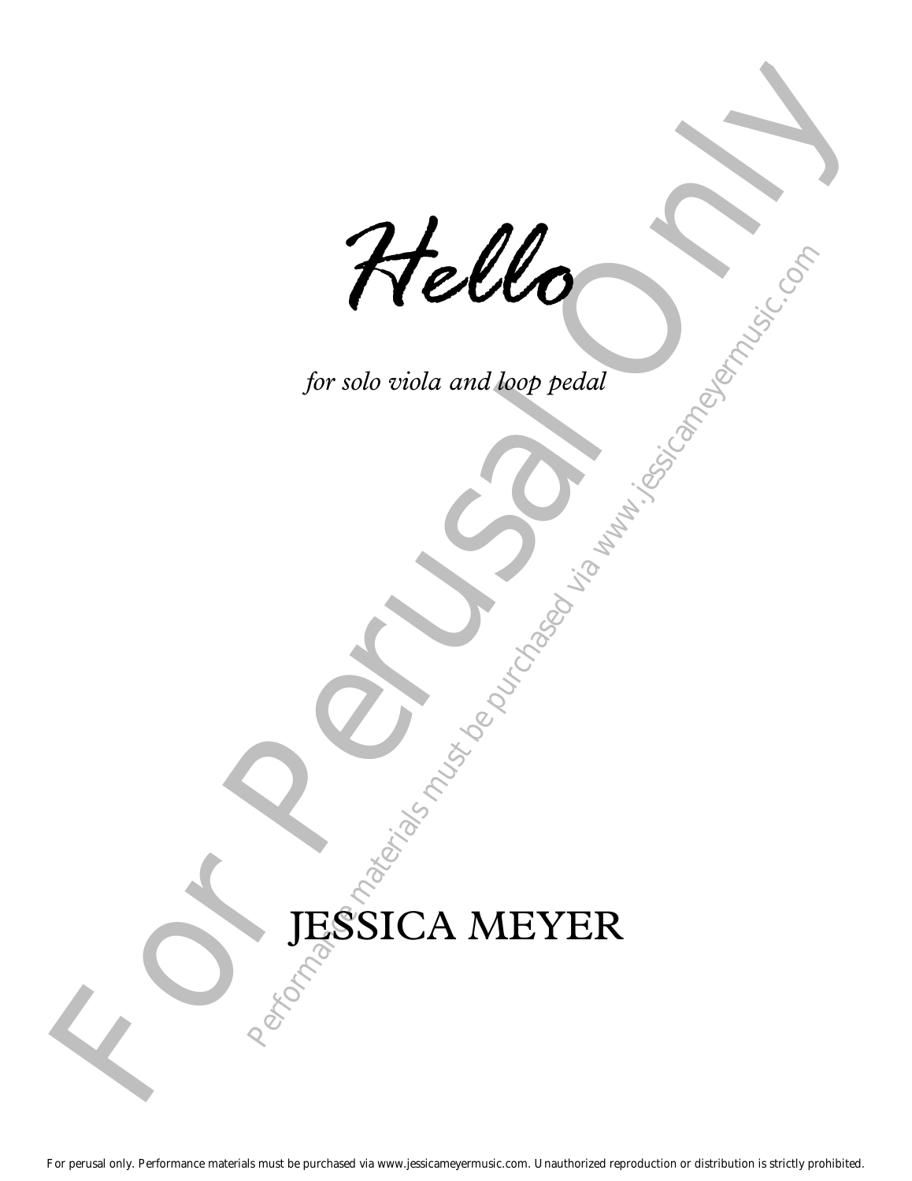# *Hello*

*for solo viola and loop pedal*

JESSICA MEYER

For perusal only. Performance materials must be purchased via www.jessicameyermusic.com. Unauthorized reproduction or distribution is strictly prohibited.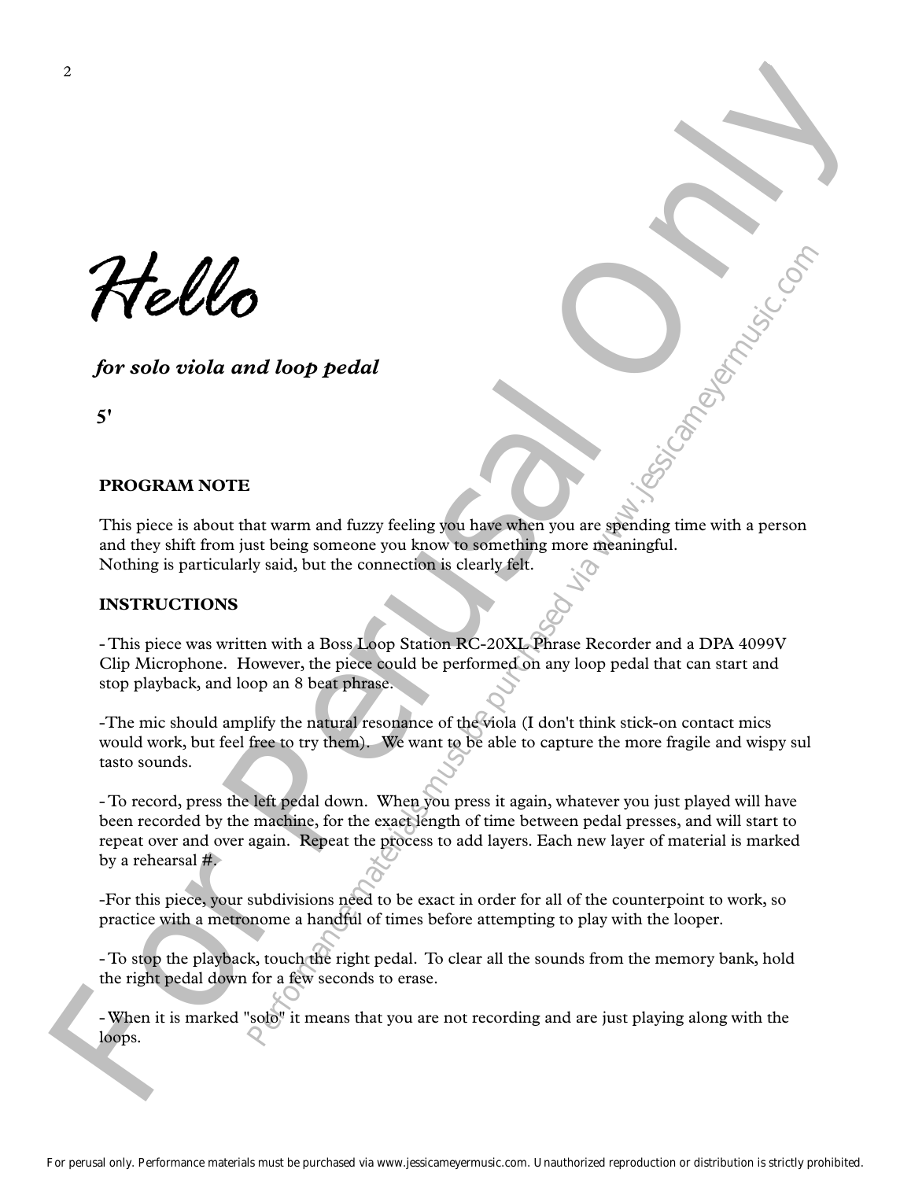# Hello

***for solo viola and loop pedal***

**5'**

**PROGRAM NOTE**

This piece is about that warm and fuzzy feeling you have when you are spending time with a person and they shift from just being someone you know to something more meaningful.
Nothing is particularly said, but the connection is clearly felt.

**INSTRUCTIONS**

- This piece was written with a Boss Loop Station RC-20XL Phrase Recorder and a DPA 4099V Clip Microphone. However, the piece could be performed on any loop pedal that can start and stop playback, and loop an 8 beat phrase.

-The mic should amplify the natural resonance of the viola (I don't think stick-on contact mics would work, but feel free to try them). We want to be able to capture the more fragile and wispy sul tasto sounds.

- To record, press the left pedal down. When you press it again, whatever you just played will have been recorded by the machine, for the exact length of time between pedal presses, and will start to repeat over and over again. Repeat the process to add layers. Each new layer of material is marked by a rehearsal #.

-For this piece, your subdivisions need to be exact in order for all of the counterpoint to work, so practice with a metronome a handful of times before attempting to play with the looper.

- To stop the playback, touch the right pedal. To clear all the sounds from the memory bank, hold the right pedal down for a few seconds to erase.

- When it is marked "solo" it means that you are not recording and are just playing along with the loops.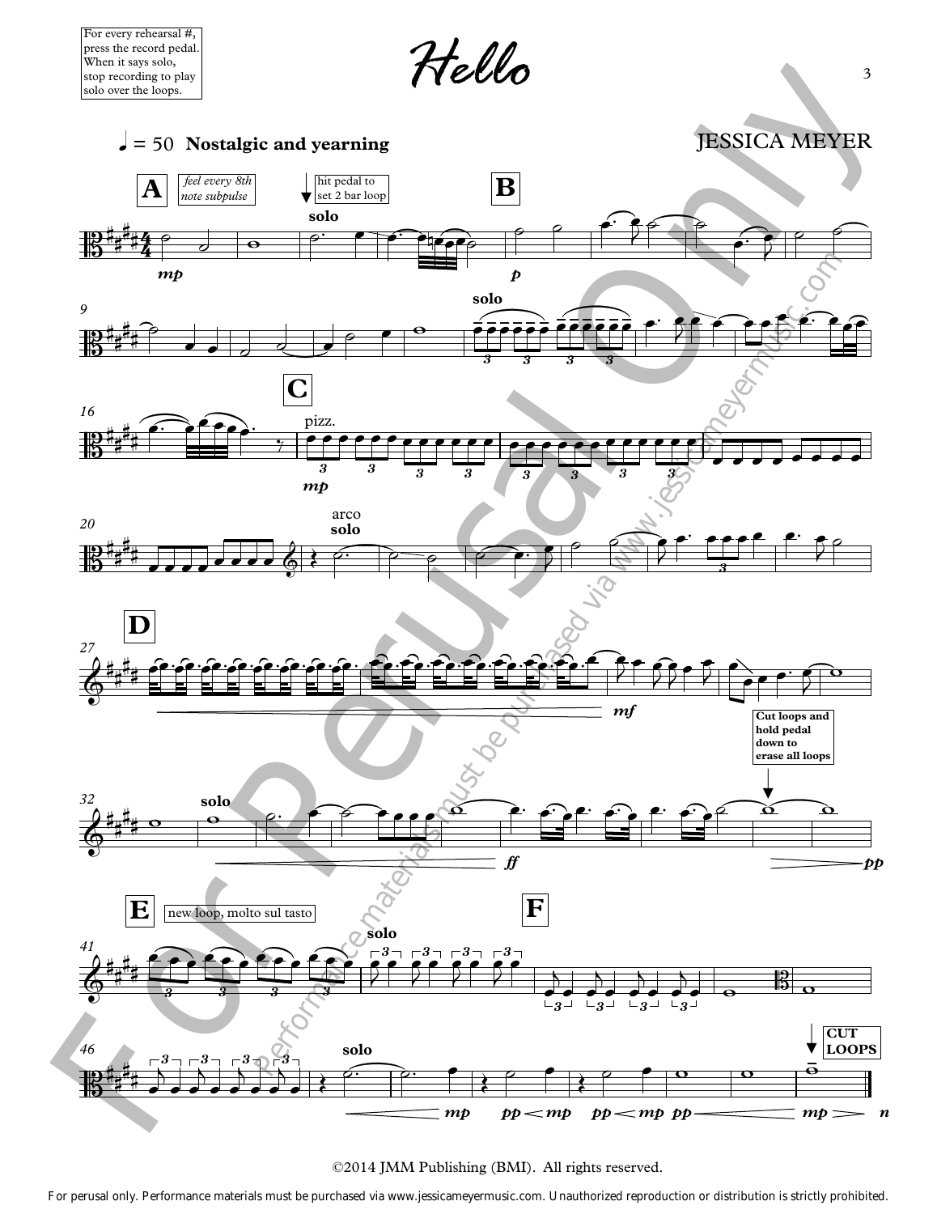For every rehearsal #, press the record pedal. When it says solo, stop recording to play solo over the loops.

# Hello

♩ = 50 **Nostalgic and yearning**

JESSICA MEYER

©2014 JMM Publishing (BMI). All rights reserved.